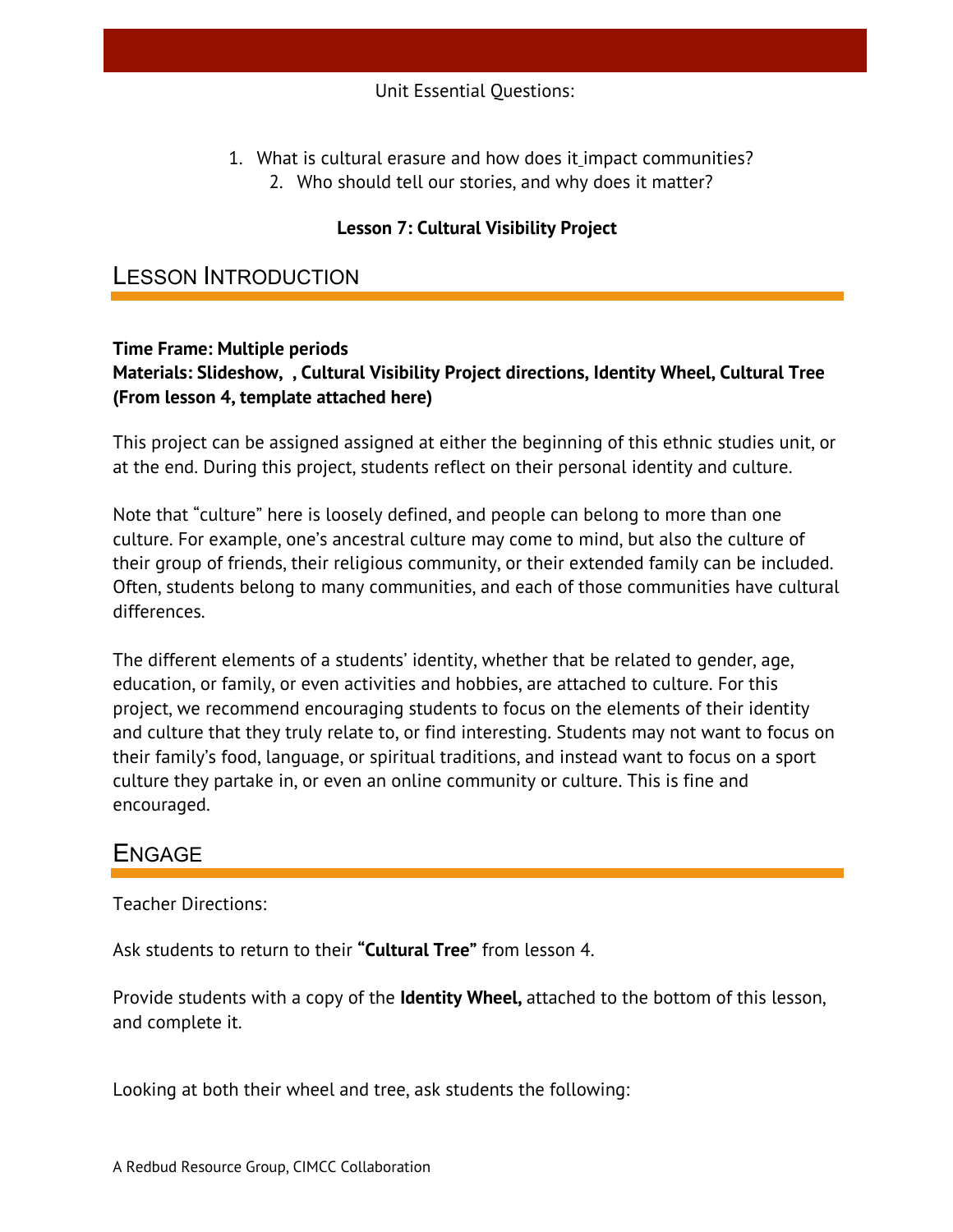Unit Essential Questions:

1. What is cultural erasure and how does it impact communities?
2. Who should tell our stories, and why does it matter?

**Lesson 7: Cultural Visibility Project**

## Lesson Introduction

**Time Frame: Multiple periods**
**Materials: Slideshow, , Cultural Visibility Project directions, Identity Wheel, Cultural Tree (From lesson 4, template attached here)**

This project can be assigned assigned at either the beginning of this ethnic studies unit, or at the end. During this project, students reflect on their personal identity and culture.

Note that "culture" here is loosely defined, and people can belong to more than one culture. For example, one's ancestral culture may come to mind, but also the culture of their group of friends, their religious community, or their extended family can be included. Often, students belong to many communities, and each of those communities have cultural differences.

The different elements of a students' identity, whether that be related to gender, age, education, or family, or even activities and hobbies, are attached to culture. For this project, we recommend encouraging students to focus on the elements of their identity and culture that they truly relate to, or find interesting. Students may not want to focus on their family's food, language, or spiritual traditions, and instead want to focus on a sport culture they partake in, or even an online community or culture. This is fine and encouraged.

## Engage

Teacher Directions:

Ask students to return to their **"Cultural Tree"** from lesson 4.

Provide students with a copy of the **Identity Wheel,** attached to the bottom of this lesson, and complete it.

Looking at both their wheel and tree, ask students the following:

A Redbud Resource Group, CIMCC Collaboration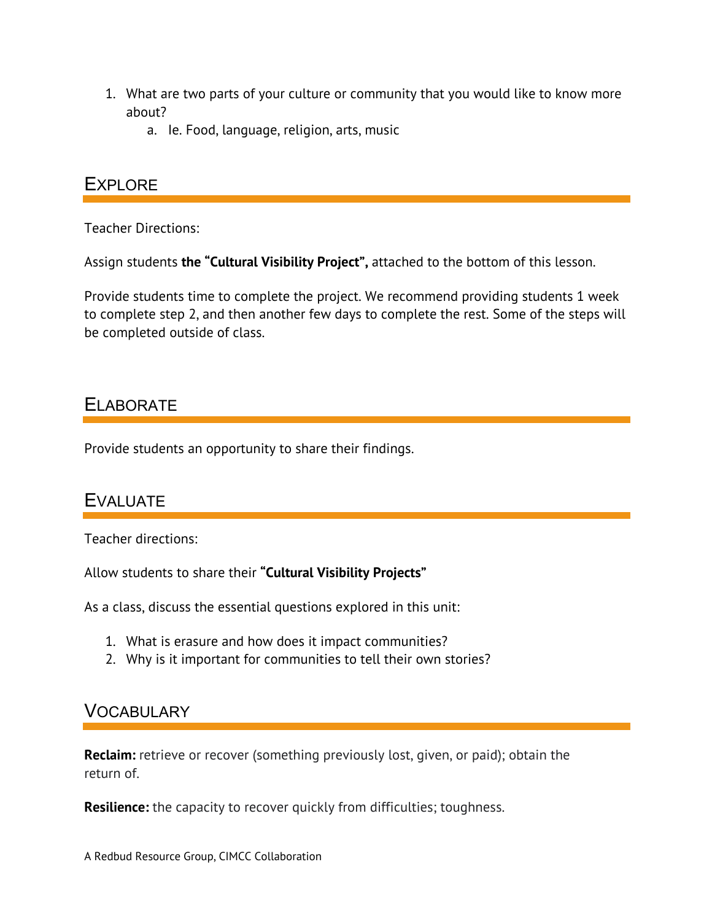1. What are two parts of your culture or community that you would like to know more about?
    a. Ie. Food, language, religion, arts, music

## EXPLORE

Teacher Directions:

Assign students **the "Cultural Visibility Project",** attached to the bottom of this lesson.

Provide students time to complete the project. We recommend providing students 1 week to complete step 2, and then another few days to complete the rest. Some of the steps will be completed outside of class.

## ELABORATE

Provide students an opportunity to share their findings.

## EVALUATE

Teacher directions:

Allow students to share their **"Cultural Visibility Projects"**

As a class, discuss the essential questions explored in this unit:

1. What is erasure and how does it impact communities?
2. Why is it important for communities to tell their own stories?

## VOCABULARY

**Reclaim:** retrieve or recover (something previously lost, given, or paid); obtain the return of.

**Resilience:** the capacity to recover quickly from difficulties; toughness.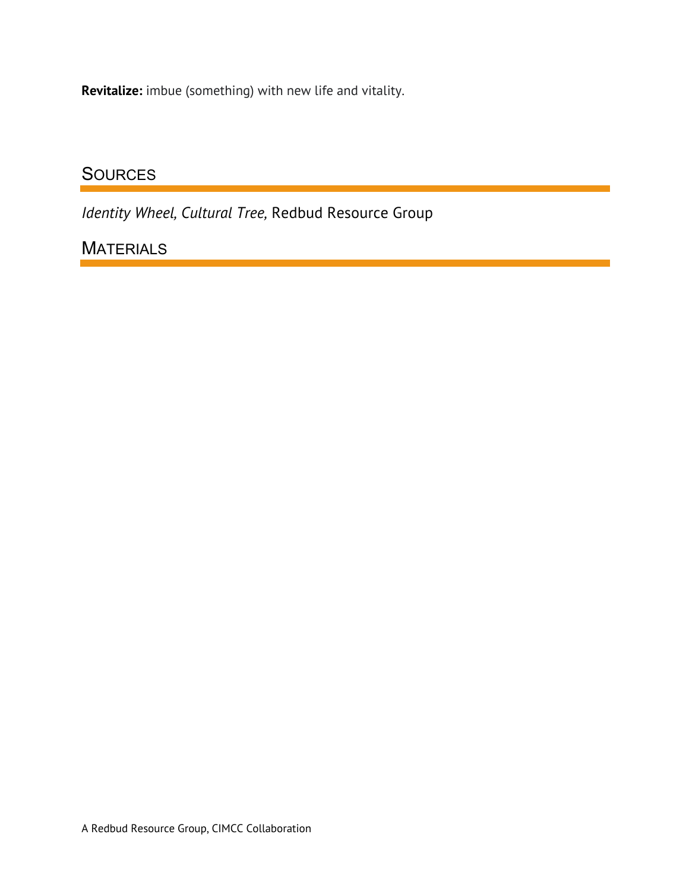**Revitalize:** imbue (something) with new life and vitality.

## Sources

*Identity Wheel, Cultural Tree,* Redbud Resource Group

## Materials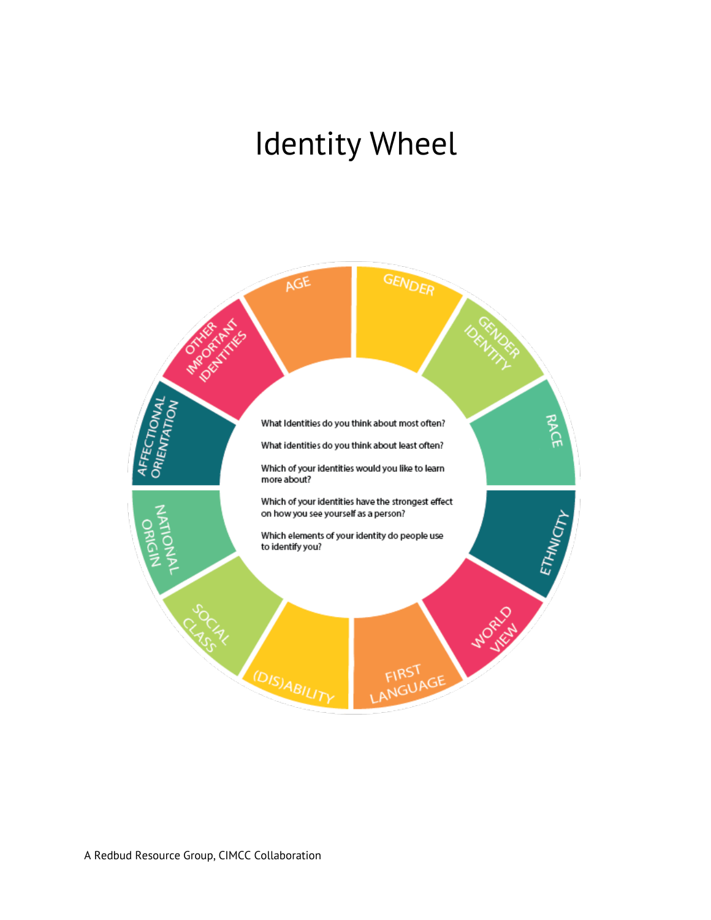# Identity Wheel

- AGE
- GENDER
- GENDER IDENTITY
- RACE
- ETHNICITY
- WORLD VIEW
- FIRST LANGUAGE
- (DIS)ABILITY
- SOCIAL CLASS
- NATIONAL ORIGIN
- AFFECTIONAL ORIENTATION
- OTHER IMPORTANT IDENTITIES

What Identities do you think about most often?

What identities do you think about least often?

Which of your identities would you like to learn more about?

Which of your identities have the strongest effect on how you see yourself as a person?

Which elements of your identity do people use to identify you?

A Redbud Resource Group, CIMCC Collaboration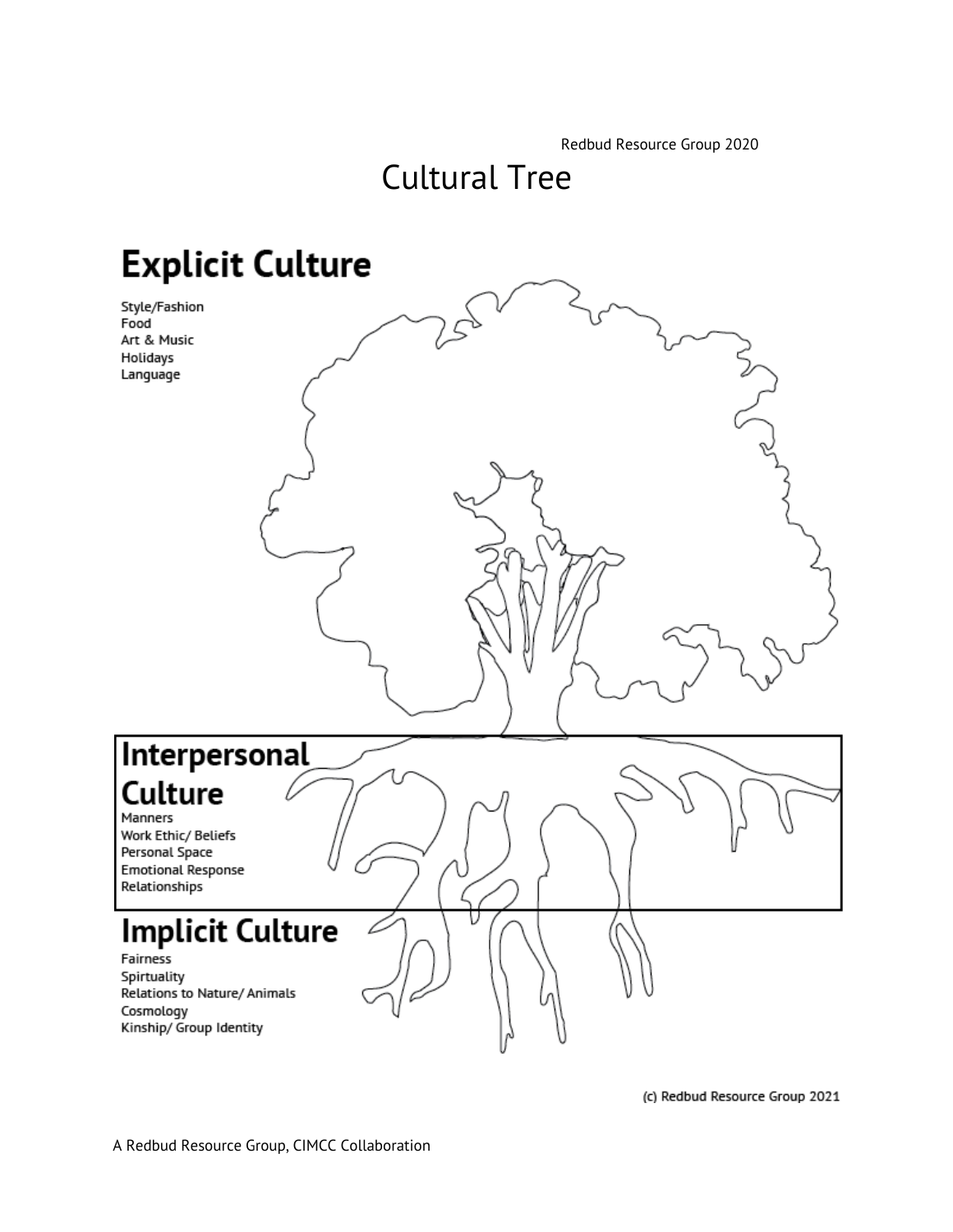Redbud Resource Group 2020

# Cultural Tree

## Explicit Culture

Style/Fashion
Food
Art & Music
Holidays
Language

## Interpersonal Culture

Manners
Work Ethic/ Beliefs
Personal Space
Emotional Response
Relationships

## Implicit Culture

Fairness
Spirtuality
Relations to Nature/ Animals
Cosmology
Kinship/ Group Identity

(c) Redbud Resource Group 2021

A Redbud Resource Group, CIMCC Collaboration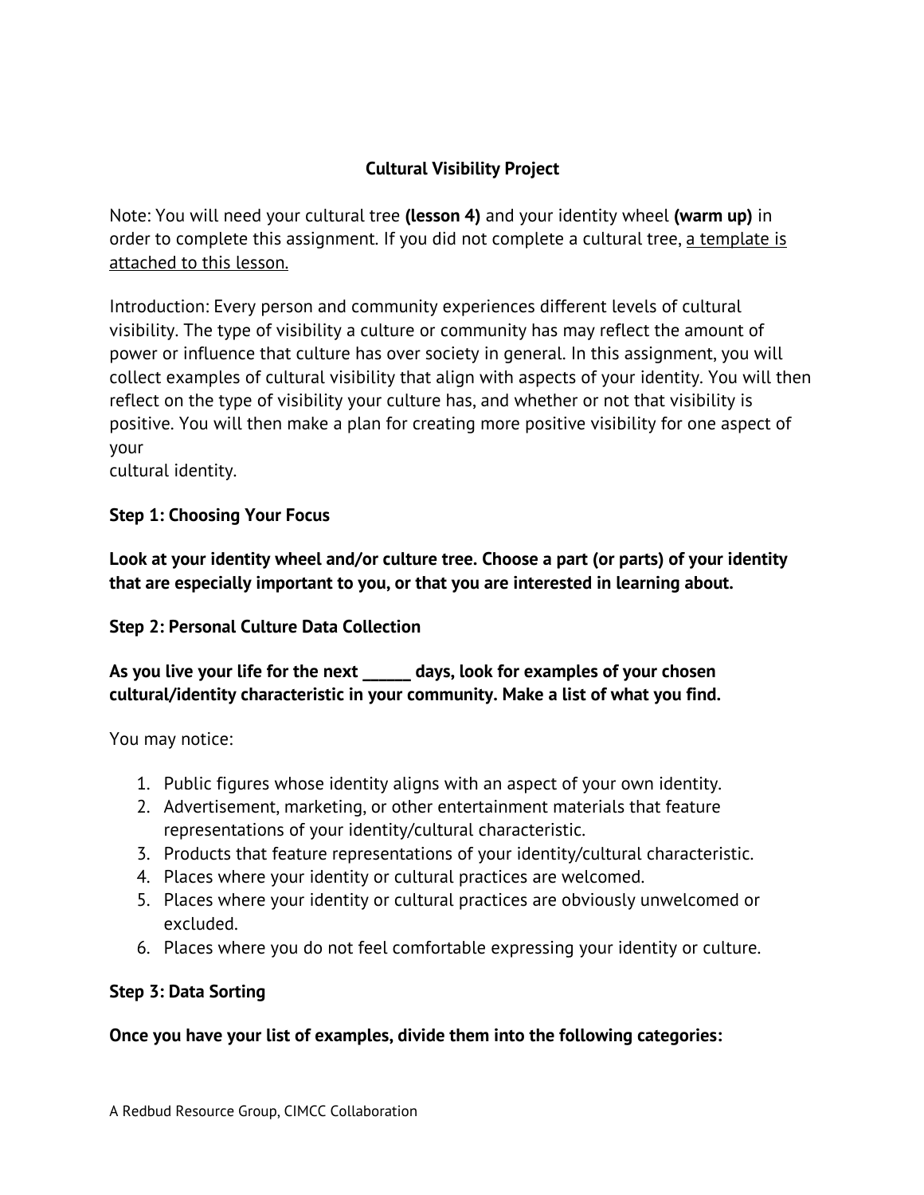## Cultural Visibility Project

Note: You will need your cultural tree **(lesson 4)** and your identity wheel **(warm up)** in order to complete this assignment. If you did not complete a cultural tree, a template is attached to this lesson.

Introduction: Every person and community experiences different levels of cultural visibility. The type of visibility a culture or community has may reflect the amount of power or influence that culture has over society in general. In this assignment, you will collect examples of cultural visibility that align with aspects of your identity. You will then reflect on the type of visibility your culture has, and whether or not that visibility is positive. You will then make a plan for creating more positive visibility for one aspect of your cultural identity.

### Step 1: Choosing Your Focus

**Look at your identity wheel and/or culture tree. Choose a part (or parts) of your identity that are especially important to you, or that you are interested in learning about.**

### Step 2: Personal Culture Data Collection

**As you live your life for the next ______ days, look for examples of your chosen cultural/identity characteristic in your community. Make a list of what you find.**

You may notice:

1. Public figures whose identity aligns with an aspect of your own identity.
2. Advertisement, marketing, or other entertainment materials that feature representations of your identity/cultural characteristic.
3. Products that feature representations of your identity/cultural characteristic.
4. Places where your identity or cultural practices are welcomed.
5. Places where your identity or cultural practices are obviously unwelcomed or excluded.
6. Places where you do not feel comfortable expressing your identity or culture.

### Step 3: Data Sorting

**Once you have your list of examples, divide them into the following categories:**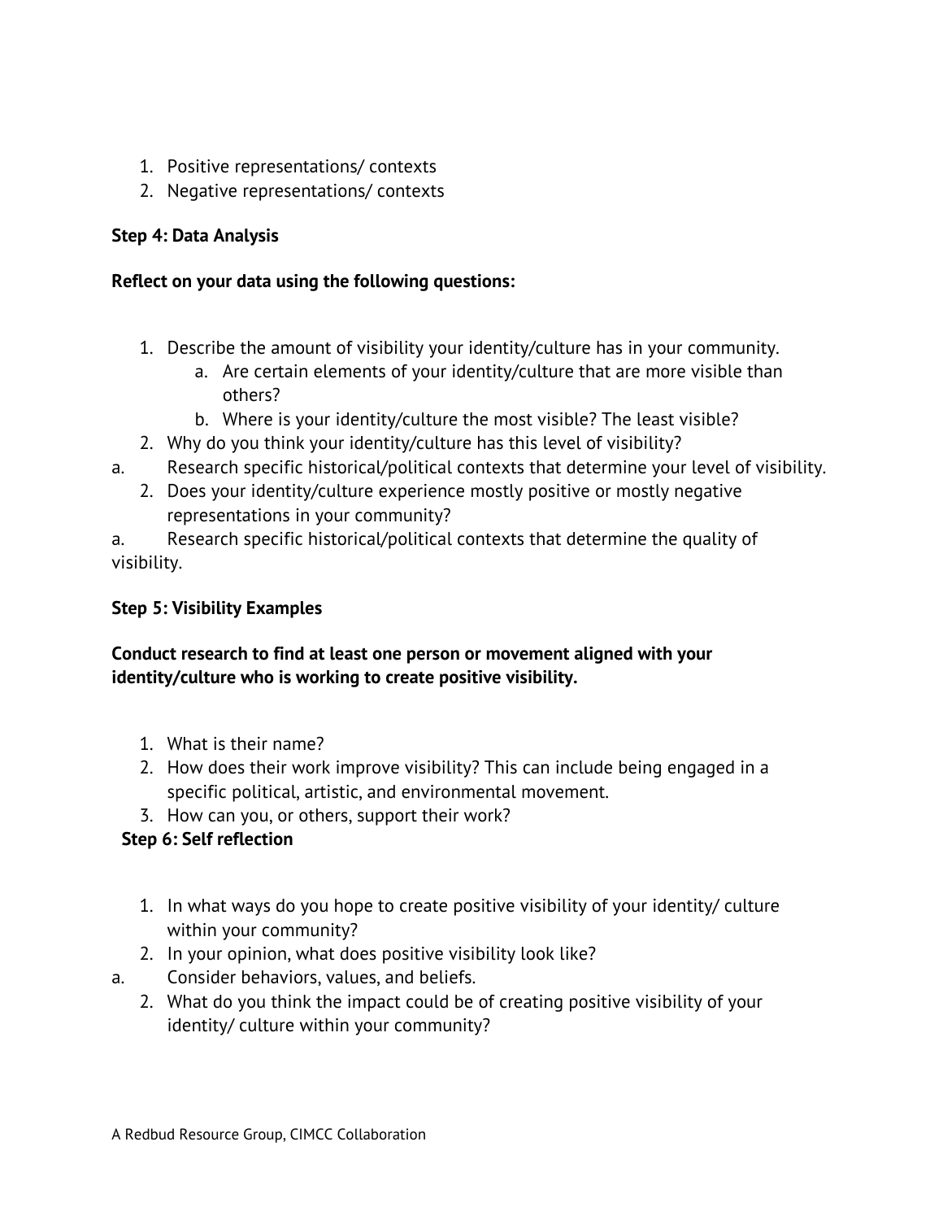1. Positive representations/ contexts
2. Negative representations/ contexts

**Step 4: Data Analysis**

**Reflect on your data using the following questions:**

1. Describe the amount of visibility your identity/culture has in your community.
   a. Are certain elements of your identity/culture that are more visible than others?
   b. Where is your identity/culture the most visible? The least visible?
2. Why do you think your identity/culture has this level of visibility?

a. Research specific historical/political contexts that determine your level of visibility.

2. Does your identity/culture experience mostly positive or mostly negative representations in your community?

a. Research specific historical/political contexts that determine the quality of visibility.

**Step 5: Visibility Examples**

**Conduct research to find at least one person or movement aligned with your identity/culture who is working to create positive visibility.**

1. What is their name?
2. How does their work improve visibility? This can include being engaged in a specific political, artistic, and environmental movement.
3. How can you, or others, support their work?

**Step 6: Self reflection**

1. In what ways do you hope to create positive visibility of your identity/ culture within your community?
2. In your opinion, what does positive visibility look like?

a. Consider behaviors, values, and beliefs.

2. What do you think the impact could be of creating positive visibility of your identity/ culture within your community?

A Redbud Resource Group, CIMCC Collaboration